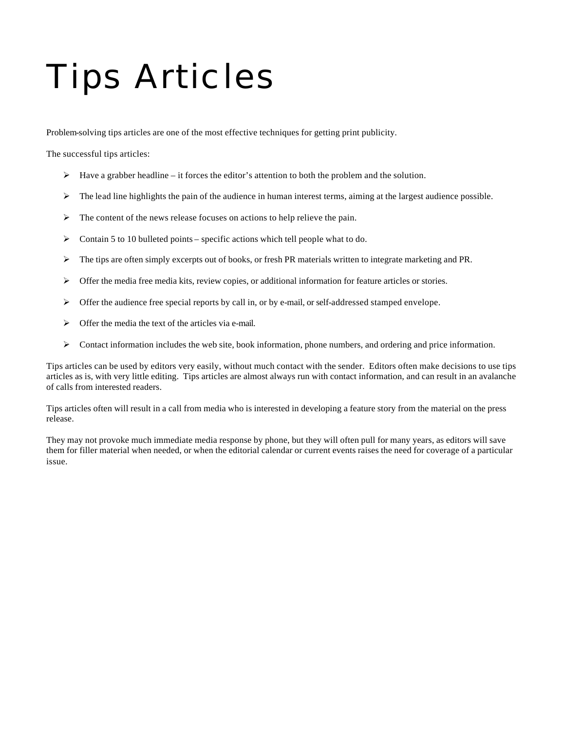# Tips Articles

Problem-solving tips articles are one of the most effective techniques for getting print publicity.

The successful tips articles:

- Have a grabber headline – it forces the editor's attention to both the problem and the solution.
- The lead line highlights the pain of the audience in human interest terms, aiming at the largest audience possible.
- The content of the news release focuses on actions to help relieve the pain.
- Contain 5 to 10 bulleted points – specific actions which tell people what to do.
- The tips are often simply excerpts out of books, or fresh PR materials written to integrate marketing and PR.
- Offer the media free media kits, review copies, or additional information for feature articles or stories.
- Offer the audience free special reports by call in, or by e-mail, or self-addressed stamped envelope.
- Offer the media the text of the articles via e-mail.
- Contact information includes the web site, book information, phone numbers, and ordering and price information.

Tips articles can be used by editors very easily, without much contact with the sender. Editors often make decisions to use tips articles as is, with very little editing. Tips articles are almost always run with contact information, and can result in an avalanche of calls from interested readers.

Tips articles often will result in a call from media who is interested in developing a feature story from the material on the press release.

They may not provoke much immediate media response by phone, but they will often pull for many years, as editors will save them for filler material when needed, or when the editorial calendar or current events raises the need for coverage of a particular issue.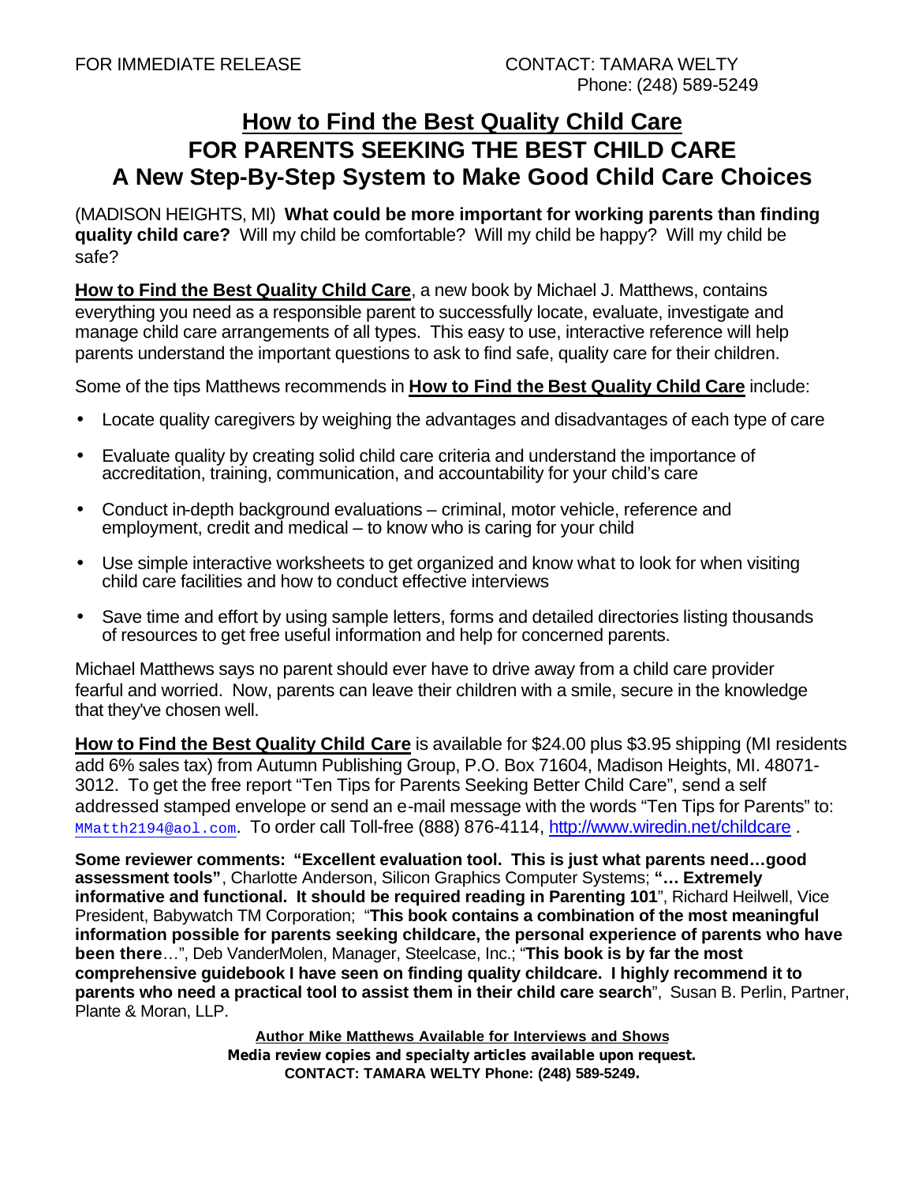FOR IMMEDIATE RELEASE

CONTACT: TAMARA WELTY
Phone: (248) 589-5249

# How to Find the Best Quality Child Care
# FOR PARENTS SEEKING THE BEST CHILD CARE
# A New Step-By-Step System to Make Good Child Care Choices

(MADISON HEIGHTS, MI) **What could be more important for working parents than finding quality child care?** Will my child be comfortable? Will my child be happy? Will my child be safe?

**How to Find the Best Quality Child Care**, a new book by Michael J. Matthews, contains everything you need as a responsible parent to successfully locate, evaluate, investigate and manage child care arrangements of all types. This easy to use, interactive reference will help parents understand the important questions to ask to find safe, quality care for their children.

Some of the tips Matthews recommends in **How to Find the Best Quality Child Care** include:

- Locate quality caregivers by weighing the advantages and disadvantages of each type of care
- Evaluate quality by creating solid child care criteria and understand the importance of accreditation, training, communication, and accountability for your child's care
- Conduct in-depth background evaluations – criminal, motor vehicle, reference and employment, credit and medical – to know who is caring for your child
- Use simple interactive worksheets to get organized and know what to look for when visiting child care facilities and how to conduct effective interviews
- Save time and effort by using sample letters, forms and detailed directories listing thousands of resources to get free useful information and help for concerned parents.

Michael Matthews says no parent should ever have to drive away from a child care provider fearful and worried. Now, parents can leave their children with a smile, secure in the knowledge that they've chosen well.

**How to Find the Best Quality Child Care** is available for $24.00 plus $3.95 shipping (MI residents add 6% sales tax) from Autumn Publishing Group, P.O. Box 71604, Madison Heights, MI. 48071-3012. To get the free report "Ten Tips for Parents Seeking Better Child Care", send a self addressed stamped envelope or send an e-mail message with the words "Ten Tips for Parents" to: MMatth2194@aol.com. To order call Toll-free (888) 876-4114, http://www.wiredin.net/childcare .

**Some reviewer comments: "Excellent evaluation tool. This is just what parents need…good assessment tools"**, Charlotte Anderson, Silicon Graphics Computer Systems; **"… Extremely informative and functional. It should be required reading in Parenting 101**", Richard Heilwell, Vice President, Babywatch TM Corporation; "**This book contains a combination of the most meaningful information possible for parents seeking childcare, the personal experience of parents who have been there**…", Deb VanderMolen, Manager, Steelcase, Inc.; "**This book is by far the most comprehensive guidebook I have seen on finding quality childcare. I highly recommend it to parents who need a practical tool to assist them in their child care search**", Susan B. Perlin, Partner, Plante & Moran, LLP.

**Author Mike Matthews Available for Interviews and Shows**
**Media review copies and specialty articles available upon request.**
**CONTACT: TAMARA WELTY Phone: (248) 589-5249.**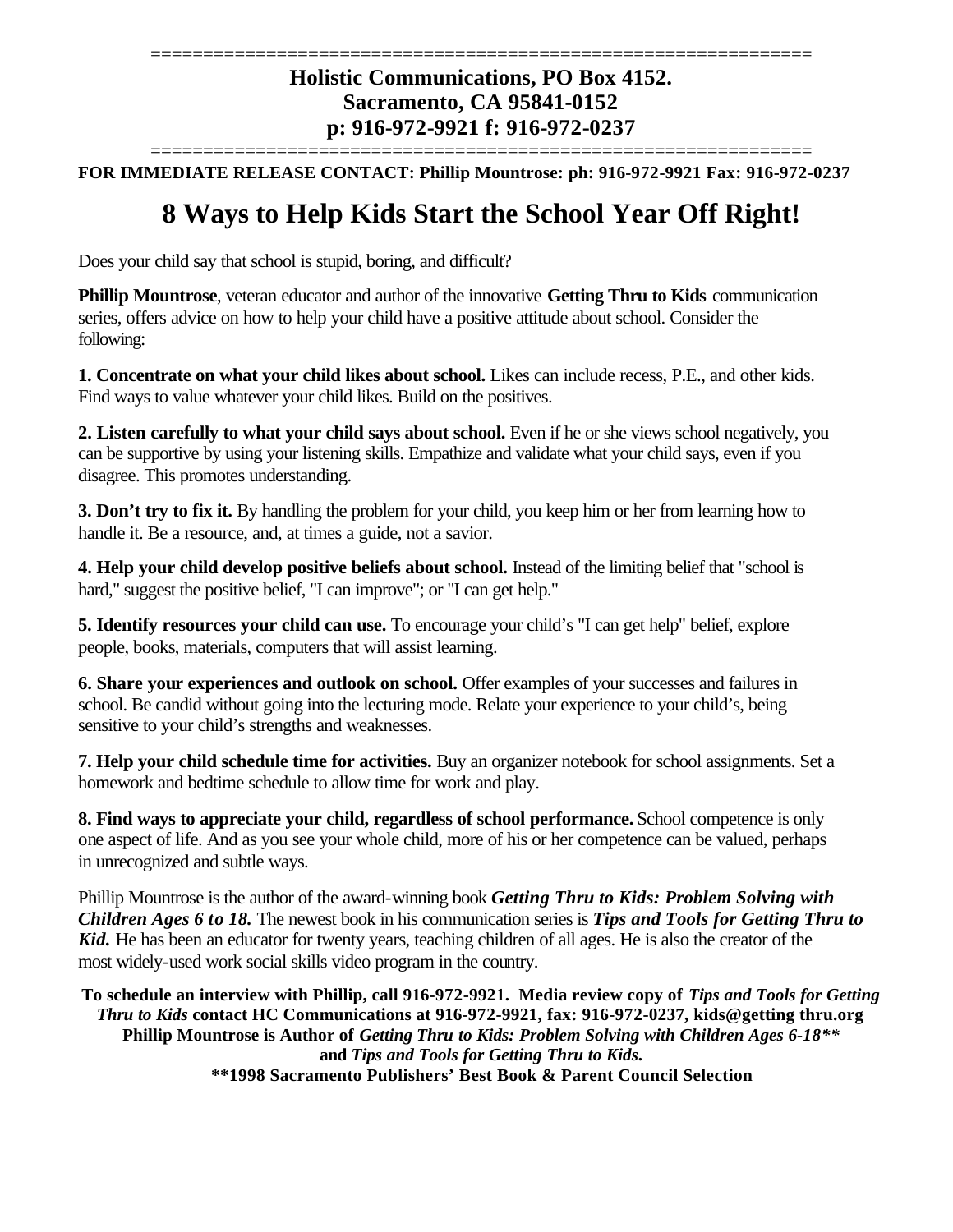=============================================================

**Holistic Communications, PO Box 4152.**
**Sacramento, CA 95841-0152**
**p: 916-972-9921 f: 916-972-0237**

=============================================================

**FOR IMMEDIATE RELEASE CONTACT: Phillip Mountrose: ph: 916-972-9921 Fax: 916-972-0237**

# 8 Ways to Help Kids Start the School Year Off Right!

Does your child say that school is stupid, boring, and difficult?

**Phillip Mountrose**, veteran educator and author of the innovative **Getting Thru to Kids** communication series, offers advice on how to help your child have a positive attitude about school. Consider the following:

**1. Concentrate on what your child likes about school.** Likes can include recess, P.E., and other kids. Find ways to value whatever your child likes. Build on the positives.

**2. Listen carefully to what your child says about school.** Even if he or she views school negatively, you can be supportive by using your listening skills. Empathize and validate what your child says, even if you disagree. This promotes understanding.

**3. Don't try to fix it.** By handling the problem for your child, you keep him or her from learning how to handle it. Be a resource, and, at times a guide, not a savior.

**4. Help your child develop positive beliefs about school.** Instead of the limiting belief that "school is hard," suggest the positive belief, "I can improve"; or "I can get help."

**5. Identify resources your child can use.** To encourage your child's "I can get help" belief, explore people, books, materials, computers that will assist learning.

**6. Share your experiences and outlook on school.** Offer examples of your successes and failures in school. Be candid without going into the lecturing mode. Relate your experience to your child's, being sensitive to your child's strengths and weaknesses.

**7. Help your child schedule time for activities.** Buy an organizer notebook for school assignments. Set a homework and bedtime schedule to allow time for work and play.

**8. Find ways to appreciate your child, regardless of school performance.** School competence is only one aspect of life. And as you see your whole child, more of his or her competence can be valued, perhaps in unrecognized and subtle ways.

Phillip Mountrose is the author of the award-winning book ***Getting Thru to Kids: Problem Solving with Children Ages 6 to 18.*** The newest book in his communication series is ***Tips and Tools for Getting Thru to Kid.*** He has been an educator for twenty years, teaching children of all ages. He is also the creator of the most widely-used work social skills video program in the country.

**To schedule an interview with Phillip, call 916-972-9921. Media review copy of *Tips and Tools for Getting Thru to Kids* contact HC Communications at 916-972-9921, fax: 916-972-0237, kids@getting thru.org**
**Phillip Mountrose is Author of *Getting Thru to Kids: Problem Solving with Children Ages 6-18*\*\***
**and *Tips and Tools for Getting Thru to Kids.***
**\*\*1998 Sacramento Publishers' Best Book & Parent Council Selection**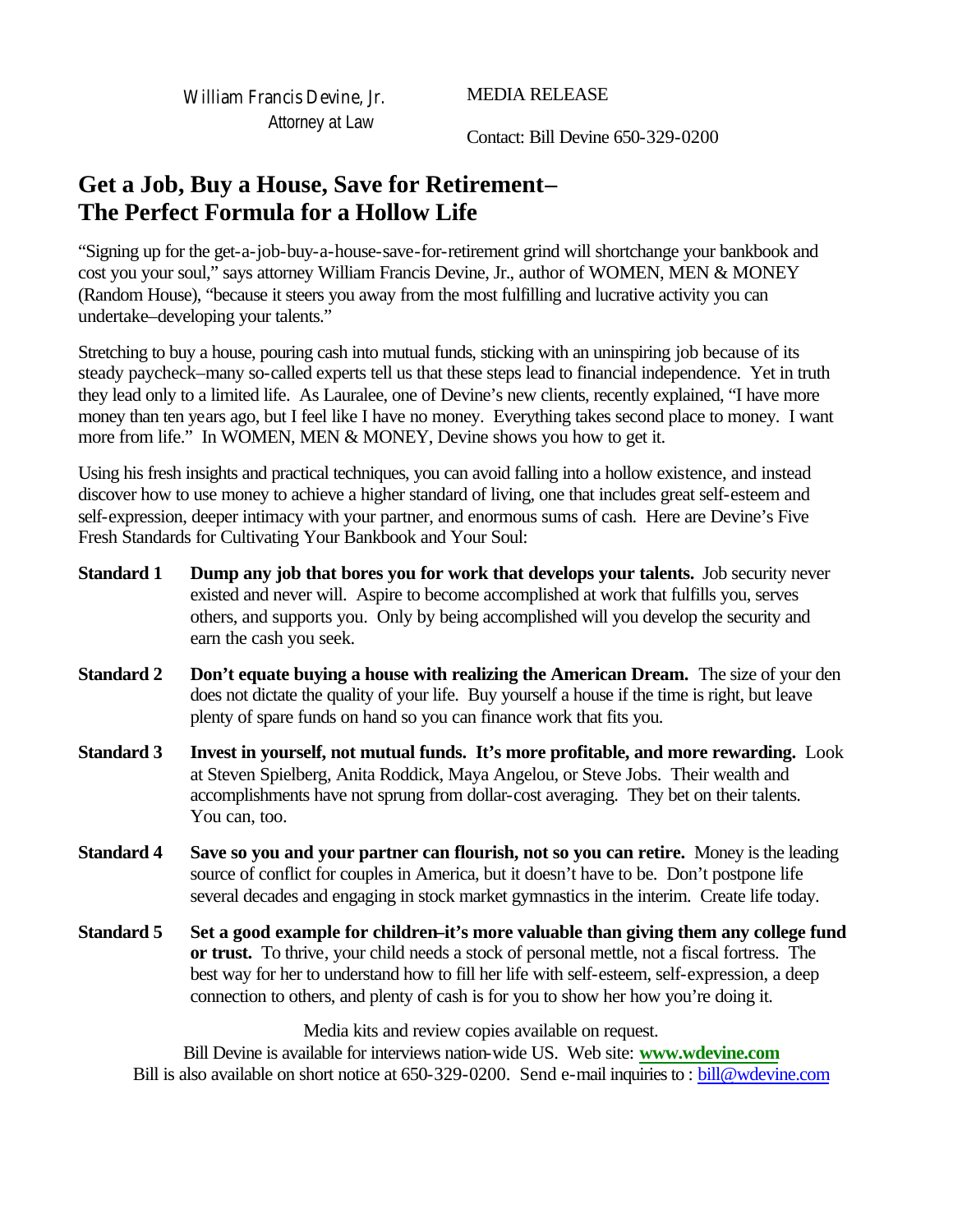William Francis Devine, Jr.
Attorney at Law

MEDIA RELEASE

Contact: Bill Devine 650-329-0200

# Get a Job, Buy a House, Save for Retirement– The Perfect Formula for a Hollow Life

"Signing up for the get-a-job-buy-a-house-save-for-retirement grind will shortchange your bankbook and cost you your soul," says attorney William Francis Devine, Jr., author of WOMEN, MEN & MONEY (Random House), "because it steers you away from the most fulfilling and lucrative activity you can undertake–developing your talents."

Stretching to buy a house, pouring cash into mutual funds, sticking with an uninspiring job because of its steady paycheck–many so-called experts tell us that these steps lead to financial independence. Yet in truth they lead only to a limited life. As Lauralee, one of Devine's new clients, recently explained, "I have more money than ten years ago, but I feel like I have no money. Everything takes second place to money. I want more from life." In WOMEN, MEN & MONEY, Devine shows you how to get it.

Using his fresh insights and practical techniques, you can avoid falling into a hollow existence, and instead discover how to use money to achieve a higher standard of living, one that includes great self-esteem and self-expression, deeper intimacy with your partner, and enormous sums of cash. Here are Devine's Five Fresh Standards for Cultivating Your Bankbook and Your Soul:

**Standard 1** **Dump any job that bores you for work that develops your talents.** Job security never existed and never will. Aspire to become accomplished at work that fulfills you, serves others, and supports you. Only by being accomplished will you develop the security and earn the cash you seek.

**Standard 2** **Don't equate buying a house with realizing the American Dream.** The size of your den does not dictate the quality of your life. Buy yourself a house if the time is right, but leave plenty of spare funds on hand so you can finance work that fits you.

**Standard 3** **Invest in yourself, not mutual funds. It's more profitable, and more rewarding.** Look at Steven Spielberg, Anita Roddick, Maya Angelou, or Steve Jobs. Their wealth and accomplishments have not sprung from dollar-cost averaging. They bet on their talents. You can, too.

**Standard 4** **Save so you and your partner can flourish, not so you can retire.** Money is the leading source of conflict for couples in America, but it doesn't have to be. Don't postpone life several decades and engaging in stock market gymnastics in the interim. Create life today.

**Standard 5** **Set a good example for children–it's more valuable than giving them any college fund or trust.** To thrive, your child needs a stock of personal mettle, not a fiscal fortress. The best way for her to understand how to fill her life with self-esteem, self-expression, a deep connection to others, and plenty of cash is for you to show her how you're doing it.

Media kits and review copies available on request.
Bill Devine is available for interviews nation-wide US. Web site: **www.wdevine.com**
Bill is also available on short notice at 650-329-0200. Send e-mail inquiries to : bill@wdevine.com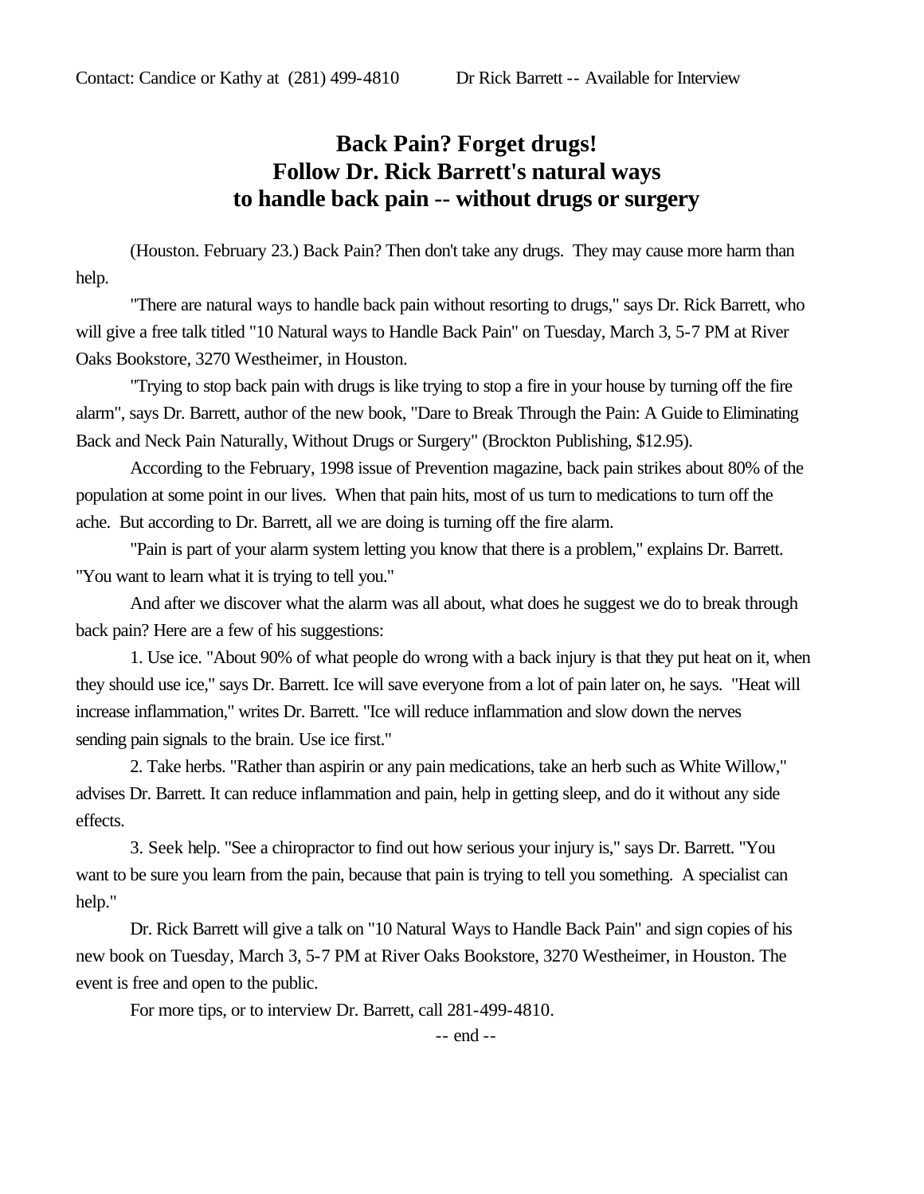Contact: Candice or Kathy at (281) 499-4810 Dr Rick Barrett -- Available for Interview

# Back Pain? Forget drugs!
# Follow Dr. Rick Barrett's natural ways to handle back pain -- without drugs or surgery

(Houston. February 23.) Back Pain? Then don't take any drugs. They may cause more harm than help.

"There are natural ways to handle back pain without resorting to drugs," says Dr. Rick Barrett, who will give a free talk titled "10 Natural ways to Handle Back Pain" on Tuesday, March 3, 5-7 PM at River Oaks Bookstore, 3270 Westheimer, in Houston.

"Trying to stop back pain with drugs is like trying to stop a fire in your house by turning off the fire alarm", says Dr. Barrett, author of the new book, "Dare to Break Through the Pain: A Guide to Eliminating Back and Neck Pain Naturally, Without Drugs or Surgery" (Brockton Publishing, $12.95).

According to the February, 1998 issue of Prevention magazine, back pain strikes about 80% of the population at some point in our lives. When that pain hits, most of us turn to medications to turn off the ache. But according to Dr. Barrett, all we are doing is turning off the fire alarm.

"Pain is part of your alarm system letting you know that there is a problem," explains Dr. Barrett. "You want to learn what it is trying to tell you."

And after we discover what the alarm was all about, what does he suggest we do to break through back pain? Here are a few of his suggestions:

1. Use ice. "About 90% of what people do wrong with a back injury is that they put heat on it, when they should use ice," says Dr. Barrett. Ice will save everyone from a lot of pain later on, he says. "Heat will increase inflammation," writes Dr. Barrett. "Ice will reduce inflammation and slow down the nerves sending pain signals to the brain. Use ice first."

2. Take herbs. "Rather than aspirin or any pain medications, take an herb such as White Willow," advises Dr. Barrett. It can reduce inflammation and pain, help in getting sleep, and do it without any side effects.

3. Seek help. "See a chiropractor to find out how serious your injury is," says Dr. Barrett. "You want to be sure you learn from the pain, because that pain is trying to tell you something. A specialist can help."

Dr. Rick Barrett will give a talk on "10 Natural Ways to Handle Back Pain" and sign copies of his new book on Tuesday, March 3, 5-7 PM at River Oaks Bookstore, 3270 Westheimer, in Houston. The event is free and open to the public.

For more tips, or to interview Dr. Barrett, call 281-499-4810.

-- end --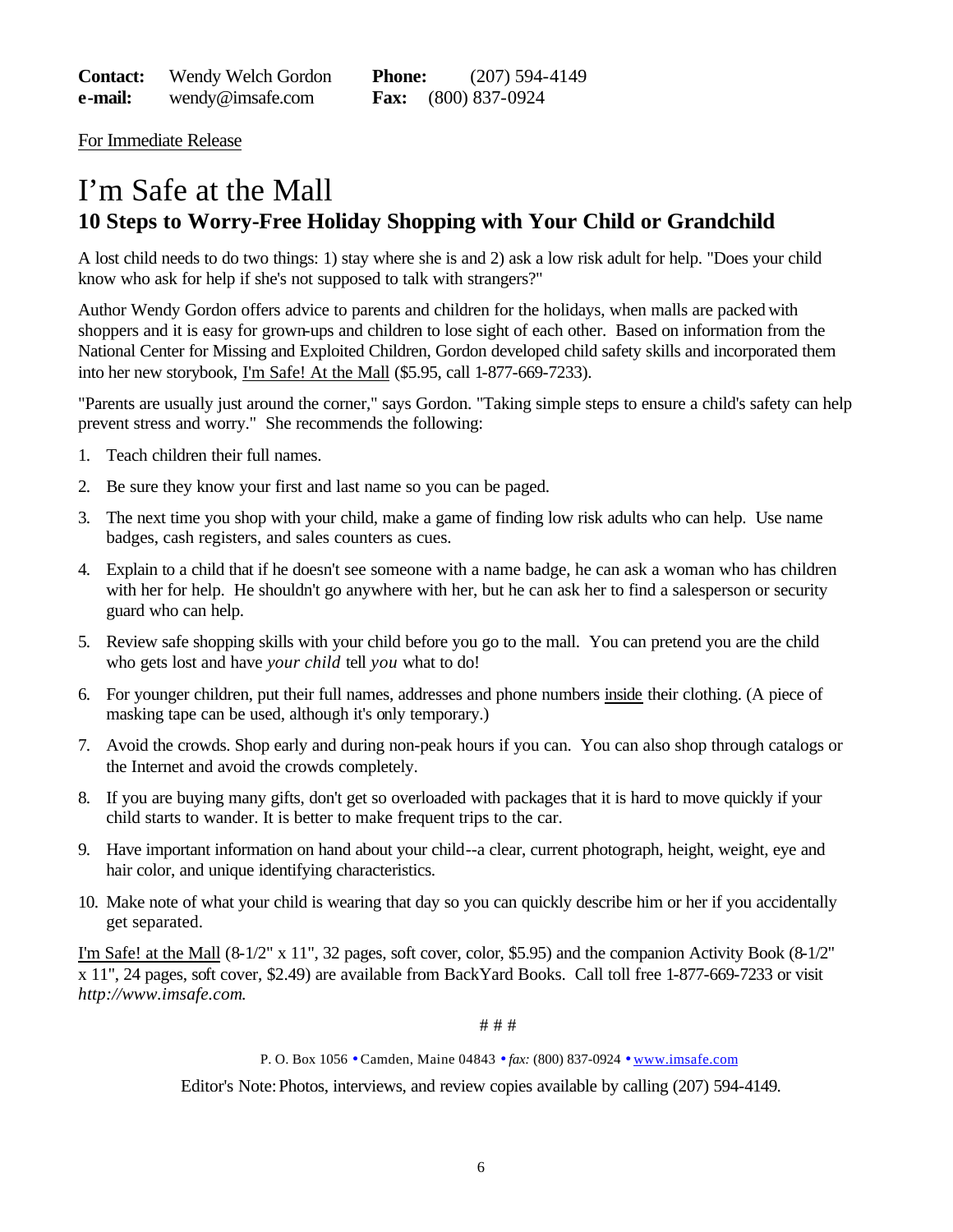**Contact:** Wendy Welch Gordon **Phone:** (207) 594-4149
**e-mail:** wendy@imsafe.com **Fax:** (800) 837-0924

For Immediate Release

# I'm Safe at the Mall

## 10 Steps to Worry-Free Holiday Shopping with Your Child or Grandchild

A lost child needs to do two things: 1) stay where she is and 2) ask a low risk adult for help. "Does your child know who ask for help if she's not supposed to talk with strangers?"

Author Wendy Gordon offers advice to parents and children for the holidays, when malls are packed with shoppers and it is easy for grown-ups and children to lose sight of each other. Based on information from the National Center for Missing and Exploited Children, Gordon developed child safety skills and incorporated them into her new storybook, I'm Safe! At the Mall ($5.95, call 1-877-669-7233).

"Parents are usually just around the corner," says Gordon. "Taking simple steps to ensure a child's safety can help prevent stress and worry." She recommends the following:

1. Teach children their full names.
2. Be sure they know your first and last name so you can be paged.
3. The next time you shop with your child, make a game of finding low risk adults who can help. Use name badges, cash registers, and sales counters as cues.
4. Explain to a child that if he doesn't see someone with a name badge, he can ask a woman who has children with her for help. He shouldn't go anywhere with her, but he can ask her to find a salesperson or security guard who can help.
5. Review safe shopping skills with your child before you go to the mall. You can pretend you are the child who gets lost and have *your child* tell *you* what to do!
6. For younger children, put their full names, addresses and phone numbers inside their clothing. (A piece of masking tape can be used, although it's only temporary.)
7. Avoid the crowds. Shop early and during non-peak hours if you can. You can also shop through catalogs or the Internet and avoid the crowds completely.
8. If you are buying many gifts, don't get so overloaded with packages that it is hard to move quickly if your child starts to wander. It is better to make frequent trips to the car.
9. Have important information on hand about your child--a clear, current photograph, height, weight, eye and hair color, and unique identifying characteristics.
10. Make note of what your child is wearing that day so you can quickly describe him or her if you accidentally get separated.

I'm Safe! at the Mall (8-1/2" x 11", 32 pages, soft cover, color, $5.95) and the companion Activity Book (8-1/2" x 11", 24 pages, soft cover, $2.49) are available from BackYard Books. Call toll free 1-877-669-7233 or visit *http://www.imsafe.com*.

# # #

P. O. Box 1056 • Camden, Maine 04843 • *fax:* (800) 837-0924 • www.imsafe.com

Editor's Note: Photos, interviews, and review copies available by calling (207) 594-4149.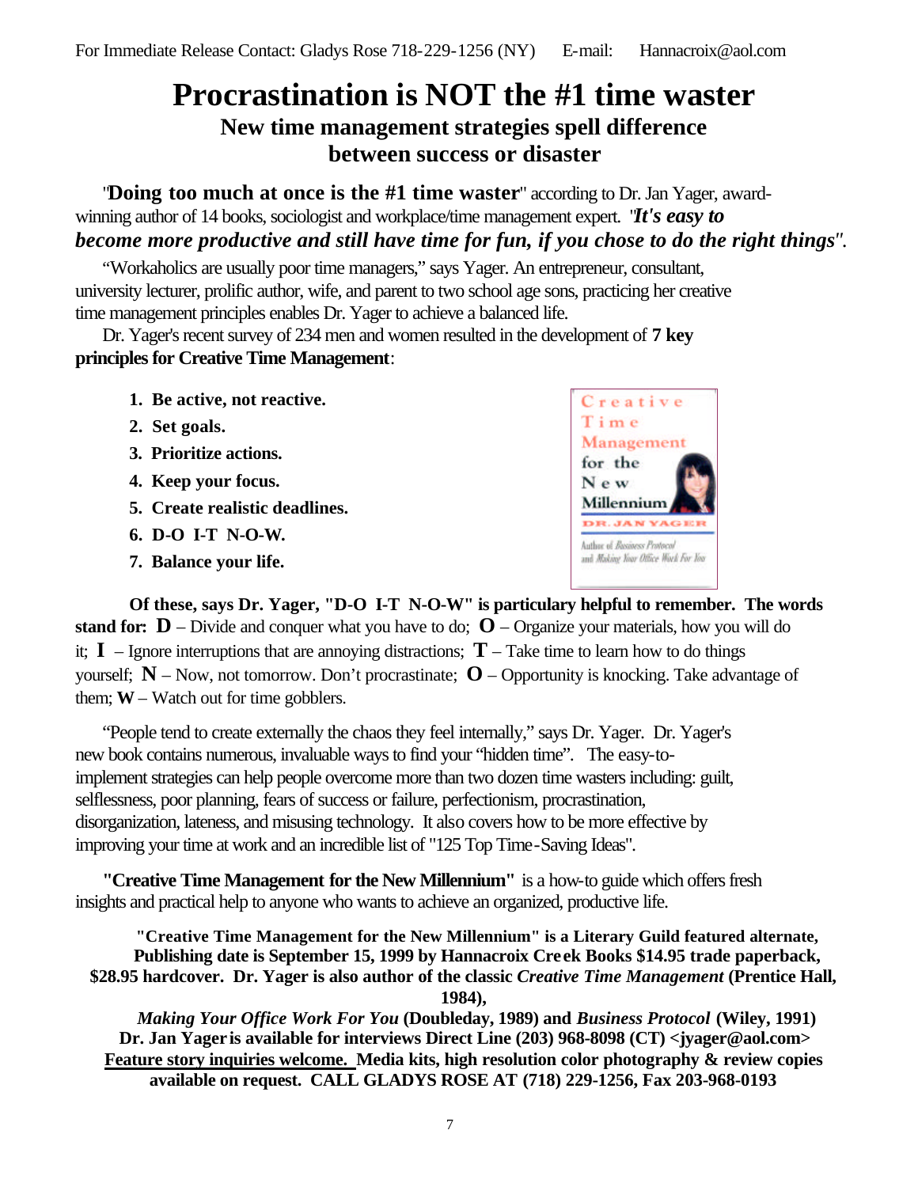For Immediate Release Contact: Gladys Rose 718-229-1256 (NY) E-mail: Hannacroix@aol.com

# Procrastination is NOT the #1 time waster

## New time management strategies spell difference between success or disaster

"**Doing too much at once is the #1 time waster**" according to Dr. Jan Yager, award-winning author of 14 books, sociologist and workplace/time management expert. "***It's easy to become more productive and still have time for fun, if you chose to do the right things***".

"Workaholics are usually poor time managers," says Yager. An entrepreneur, consultant, university lecturer, prolific author, wife, and parent to two school age sons, practicing her creative time management principles enables Dr. Yager to achieve a balanced life.

Dr. Yager's recent survey of 234 men and women resulted in the development of **7 key principles for Creative Time Management**:

1. **Be active, not reactive.**
2. **Set goals.**
3. **Prioritize actions.**
4. **Keep your focus.**
5. **Create realistic deadlines.**
6. **D-O I-T N-O-W.**
7. **Balance your life.**

Creative Time Management for the New Millennium
DR. JAN YAGER
Author of *Business Protocol* and *Making Your Office Work For You*

**Of these, says Dr. Yager, "D-O I-T N-O-W" is particulary helpful to remember. The words stand for: D** – Divide and conquer what you have to do; **O** – Organize your materials, how you will do it; **I** – Ignore interruptions that are annoying distractions; **T** – Take time to learn how to do things yourself; **N** – Now, not tomorrow. Don't procrastinate; **O** – Opportunity is knocking. Take advantage of them; **W** – Watch out for time gobblers.

"People tend to create externally the chaos they feel internally," says Dr. Yager. Dr. Yager's new book contains numerous, invaluable ways to find your "hidden time". The easy-to-implement strategies can help people overcome more than two dozen time wasters including: guilt, selflessness, poor planning, fears of success or failure, perfectionism, procrastination, disorganization, lateness, and misusing technology. It also covers how to be more effective by improving your time at work and an incredible list of "125 Top Time-Saving Ideas".

**"Creative Time Management for the New Millennium"** is a how-to guide which offers fresh insights and practical help to anyone who wants to achieve an organized, productive life.

**"Creative Time Management for the New Millennium" is a Literary Guild featured alternate, Publishing date is September 15, 1999 by Hannacroix Creek Books $14.95 trade paperback, $28.95 hardcover. Dr. Yager is also author of the classic *Creative Time Management* (Prentice Hall, 1984),**

***Making Your Office Work For You* (Doubleday, 1989) and *Business Protocol* (Wiley, 1991)**
**Dr. Jan Yager is available for interviews Direct Line (203) 968-8098 (CT) <jyager@aol.com>**
**Feature story inquiries welcome. Media kits, high resolution color photography & review copies available on request. CALL GLADYS ROSE AT (718) 229-1256, Fax 203-968-0193**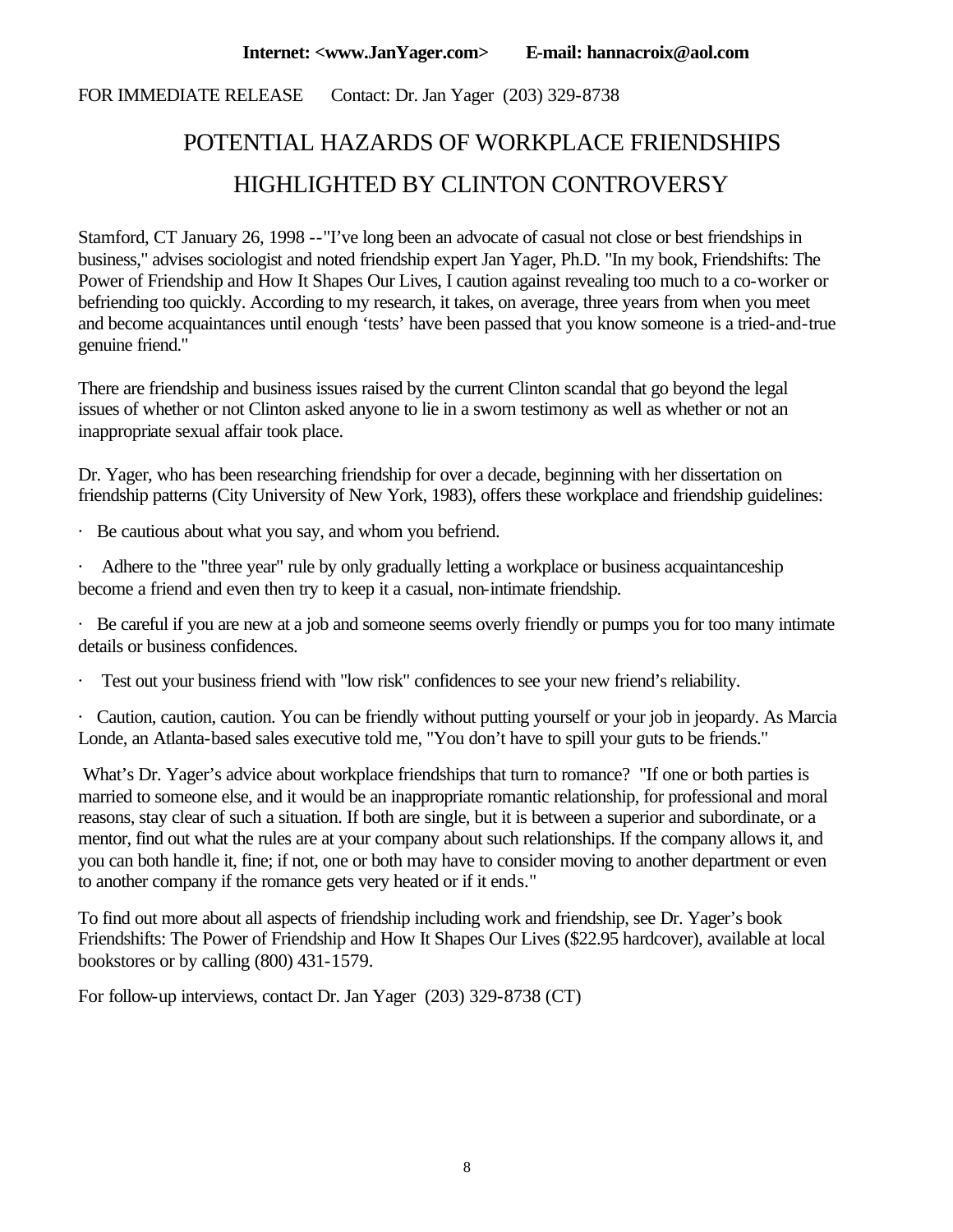**Internet: <www.JanYager.com>     E-mail: hannacroix@aol.com**

FOR IMMEDIATE RELEASE     Contact: Dr. Jan Yager (203) 329-8738

# POTENTIAL HAZARDS OF WORKPLACE FRIENDSHIPS HIGHLIGHTED BY CLINTON CONTROVERSY

Stamford, CT January 26, 1998 --"I've long been an advocate of casual not close or best friendships in business," advises sociologist and noted friendship expert Jan Yager, Ph.D. "In my book, Friendshifts: The Power of Friendship and How It Shapes Our Lives, I caution against revealing too much to a co-worker or befriending too quickly. According to my research, it takes, on average, three years from when you meet and become acquaintances until enough 'tests' have been passed that you know someone is a tried-and-true genuine friend."

There are friendship and business issues raised by the current Clinton scandal that go beyond the legal issues of whether or not Clinton asked anyone to lie in a sworn testimony as well as whether or not an inappropriate sexual affair took place.

Dr. Yager, who has been researching friendship for over a decade, beginning with her dissertation on friendship patterns (City University of New York, 1983), offers these workplace and friendship guidelines:

- Be cautious about what you say, and whom you befriend.
- Adhere to the "three year" rule by only gradually letting a workplace or business acquaintanceship become a friend and even then try to keep it a casual, non-intimate friendship.
- Be careful if you are new at a job and someone seems overly friendly or pumps you for too many intimate details or business confidences.
- Test out your business friend with "low risk" confidences to see your new friend's reliability.
- Caution, caution, caution. You can be friendly without putting yourself or your job in jeopardy. As Marcia Londe, an Atlanta-based sales executive told me, "You don't have to spill your guts to be friends."

What's Dr. Yager's advice about workplace friendships that turn to romance? "If one or both parties is married to someone else, and it would be an inappropriate romantic relationship, for professional and moral reasons, stay clear of such a situation. If both are single, but it is between a superior and subordinate, or a mentor, find out what the rules are at your company about such relationships. If the company allows it, and you can both handle it, fine; if not, one or both may have to consider moving to another department or even to another company if the romance gets very heated or if it ends."

To find out more about all aspects of friendship including work and friendship, see Dr. Yager's book Friendshifts: The Power of Friendship and How It Shapes Our Lives ($22.95 hardcover), available at local bookstores or by calling (800) 431-1579.

For follow-up interviews, contact Dr. Jan Yager (203) 329-8738 (CT)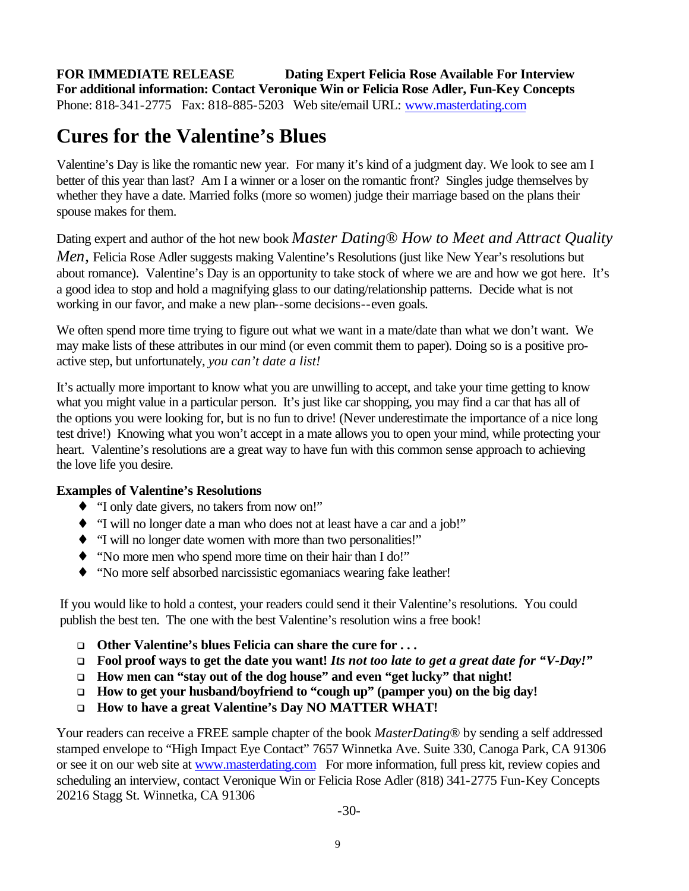**FOR IMMEDIATE RELEASE** **Dating Expert Felicia Rose Available For Interview**
**For additional information: Contact Veronique Win or Felicia Rose Adler, Fun-Key Concepts**
Phone: 818-341-2775 Fax: 818-885-5203 Web site/email URL: www.masterdating.com

# Cures for the Valentine's Blues

Valentine's Day is like the romantic new year. For many it's kind of a judgment day. We look to see am I better of this year than last? Am I a winner or a loser on the romantic front? Singles judge themselves by whether they have a date. Married folks (more so women) judge their marriage based on the plans their spouse makes for them.

Dating expert and author of the hot new book *Master Dating® How to Meet and Attract Quality Men*, Felicia Rose Adler suggests making Valentine's Resolutions (just like New Year's resolutions but about romance). Valentine's Day is an opportunity to take stock of where we are and how we got here. It's a good idea to stop and hold a magnifying glass to our dating/relationship patterns. Decide what is not working in our favor, and make a new plan--some decisions--even goals.

We often spend more time trying to figure out what we want in a mate/date than what we don't want. We may make lists of these attributes in our mind (or even commit them to paper). Doing so is a positive pro-active step, but unfortunately, *you can't date a list!*

It's actually more important to know what you are unwilling to accept, and take your time getting to know what you might value in a particular person. It's just like car shopping, you may find a car that has all of the options you were looking for, but is no fun to drive! (Never underestimate the importance of a nice long test drive!) Knowing what you won't accept in a mate allows you to open your mind, while protecting your heart. Valentine's resolutions are a great way to have fun with this common sense approach to achieving the love life you desire.

**Examples of Valentine's Resolutions**

- "I only date givers, no takers from now on!"
- "I will no longer date a man who does not at least have a car and a job!"
- "I will no longer date women with more than two personalities!"
- "No more men who spend more time on their hair than I do!"
- "No more self absorbed narcissistic egomaniacs wearing fake leather!

If you would like to hold a contest, your readers could send it their Valentine's resolutions. You could publish the best ten. The one with the best Valentine's resolution wins a free book!

- **Other Valentine's blues Felicia can share the cure for . . .**
- **Fool proof ways to get the date you want!** ***Its not too late to get a great date for "V-Day!"***
- **How men can "stay out of the dog house" and even "get lucky" that night!**
- **How to get your husband/boyfriend to "cough up" (pamper you) on the big day!**
- **How to have a great Valentine's Day NO MATTER WHAT!**

Your readers can receive a FREE sample chapter of the book *MasterDating®* by sending a self addressed stamped envelope to "High Impact Eye Contact" 7657 Winnetka Ave. Suite 330, Canoga Park, CA 91306 or see it on our web site at www.masterdating.com For more information, full press kit, review copies and scheduling an interview, contact Veronique Win or Felicia Rose Adler (818) 341-2775 Fun-Key Concepts 20216 Stagg St. Winnetka, CA 91306

-30-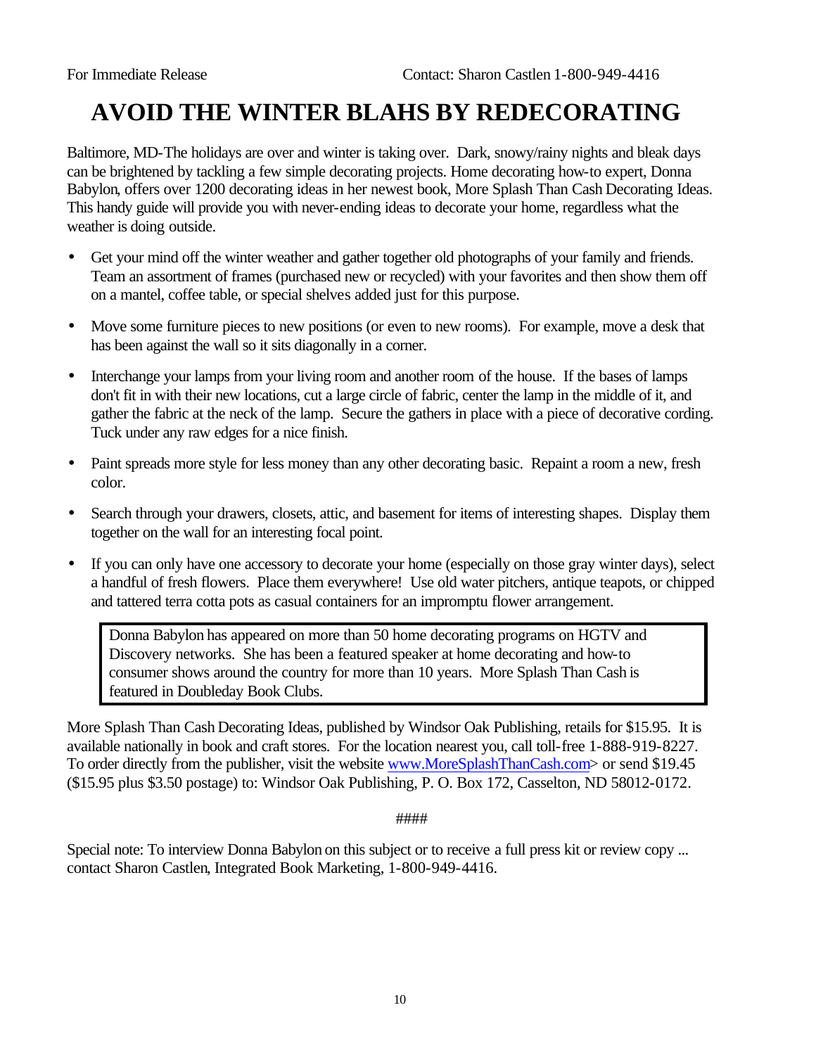For Immediate Release Contact: Sharon Castlen 1-800-949-4416

# AVOID THE WINTER BLAHS BY REDECORATING

Baltimore, MD-The holidays are over and winter is taking over. Dark, snowy/rainy nights and bleak days can be brightened by tackling a few simple decorating projects. Home decorating how-to expert, Donna Babylon, offers over 1200 decorating ideas in her newest book, More Splash Than Cash Decorating Ideas. This handy guide will provide you with never-ending ideas to decorate your home, regardless what the weather is doing outside.

- Get your mind off the winter weather and gather together old photographs of your family and friends. Team an assortment of frames (purchased new or recycled) with your favorites and then show them off on a mantel, coffee table, or special shelves added just for this purpose.
- Move some furniture pieces to new positions (or even to new rooms). For example, move a desk that has been against the wall so it sits diagonally in a corner.
- Interchange your lamps from your living room and another room of the house. If the bases of lamps don't fit in with their new locations, cut a large circle of fabric, center the lamp in the middle of it, and gather the fabric at the neck of the lamp. Secure the gathers in place with a piece of decorative cording. Tuck under any raw edges for a nice finish.
- Paint spreads more style for less money than any other decorating basic. Repaint a room a new, fresh color.
- Search through your drawers, closets, attic, and basement for items of interesting shapes. Display them together on the wall for an interesting focal point.
- If you can only have one accessory to decorate your home (especially on those gray winter days), select a handful of fresh flowers. Place them everywhere! Use old water pitchers, antique teapots, or chipped and tattered terra cotta pots as casual containers for an impromptu flower arrangement.

> Donna Babylon has appeared on more than 50 home decorating programs on HGTV and Discovery networks. She has been a featured speaker at home decorating and how-to consumer shows around the country for more than 10 years. More Splash Than Cash is featured in Doubleday Book Clubs.

More Splash Than Cash Decorating Ideas, published by Windsor Oak Publishing, retails for $15.95. It is available nationally in book and craft stores. For the location nearest you, call toll-free 1-888-919-8227. To order directly from the publisher, visit the website www.MoreSplashThanCash.com> or send $19.45 ($15.95 plus $3.50 postage) to: Windsor Oak Publishing, P. O. Box 172, Casselton, ND 58012-0172.

####

Special note: To interview Donna Babylon on this subject or to receive a full press kit or review copy ... contact Sharon Castlen, Integrated Book Marketing, 1-800-949-4416.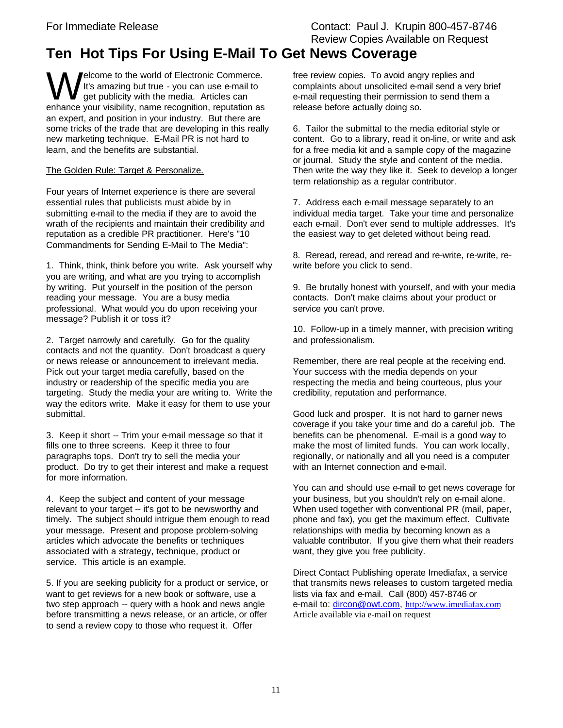For Immediate Release

Contact: Paul J. Krupin 800-457-8746
Review Copies Available on Request

# Ten Hot Tips For Using E-Mail To Get News Coverage

Welcome to the world of Electronic Commerce. It's amazing but true - you can use e-mail to get publicity with the media. Articles can enhance your visibility, name recognition, reputation as an expert, and position in your industry. But there are some tricks of the trade that are developing in this really new marketing technique. E-Mail PR is not hard to learn, and the benefits are substantial.

<u>The Golden Rule: Target & Personalize.</u>

Four years of Internet experience is there are several essential rules that publicists must abide by in submitting e-mail to the media if they are to avoid the wrath of the recipients and maintain their credibility and reputation as a credible PR practitioner. Here's "10 Commandments for Sending E-Mail to The Media":

1. Think, think, think before you write. Ask yourself why you are writing, and what are you trying to accomplish by writing. Put yourself in the position of the person reading your message. You are a busy media professional. What would you do upon receiving your message? Publish it or toss it?

2. Target narrowly and carefully. Go for the quality contacts and not the quantity. Don't broadcast a query or news release or announcement to irrelevant media. Pick out your target media carefully, based on the industry or readership of the specific media you are targeting. Study the media your are writing to. Write the way the editors write. Make it easy for them to use your submittal.

3. Keep it short -- Trim your e-mail message so that it fills one to three screens. Keep it three to four paragraphs tops. Don't try to sell the media your product. Do try to get their interest and make a request for more information.

4. Keep the subject and content of your message relevant to your target -- it's got to be newsworthy and timely. The subject should intrigue them enough to read your message. Present and propose problem-solving articles which advocate the benefits or techniques associated with a strategy, technique, product or service. This article is an example.

5. If you are seeking publicity for a product or service, or want to get reviews for a new book or software, use a two step approach -- query with a hook and news angle before transmitting a news release, or an article, or offer to send a review copy to those who request it. Offer free review copies. To avoid angry replies and complaints about unsolicited e-mail send a very brief e-mail requesting their permission to send them a release before actually doing so.

6. Tailor the submittal to the media editorial style or content. Go to a library, read it on-line, or write and ask for a free media kit and a sample copy of the magazine or journal. Study the style and content of the media. Then write the way they like it. Seek to develop a longer term relationship as a regular contributor.

7. Address each e-mail message separately to an individual media target. Take your time and personalize each e-mail. Don't ever send to multiple addresses. It's the easiest way to get deleted without being read.

8. Reread, reread, and reread and re-write, re-write, re-write before you click to send.

9. Be brutally honest with yourself, and with your media contacts. Don't make claims about your product or service you can't prove.

10. Follow-up in a timely manner, with precision writing and professionalism.

Remember, there are real people at the receiving end. Your success with the media depends on your respecting the media and being courteous, plus your credibility, reputation and performance.

Good luck and prosper. It is not hard to garner news coverage if you take your time and do a careful job. The benefits can be phenomenal. E-mail is a good way to make the most of limited funds. You can work locally, regionally, or nationally and all you need is a computer with an Internet connection and e-mail.

You can and should use e-mail to get news coverage for your business, but you shouldn't rely on e-mail alone. When used together with conventional PR (mail, paper, phone and fax), you get the maximum effect. Cultivate relationships with media by becoming known as a valuable contributor. If you give them what their readers want, they give you free publicity.

Direct Contact Publishing operate Imediafax, a service that transmits news releases to custom targeted media lists via fax and e-mail. Call (800) 457-8746 or e-mail to: dircon@owt.com, http://www.imediafax.com
Article available via e-mail on request